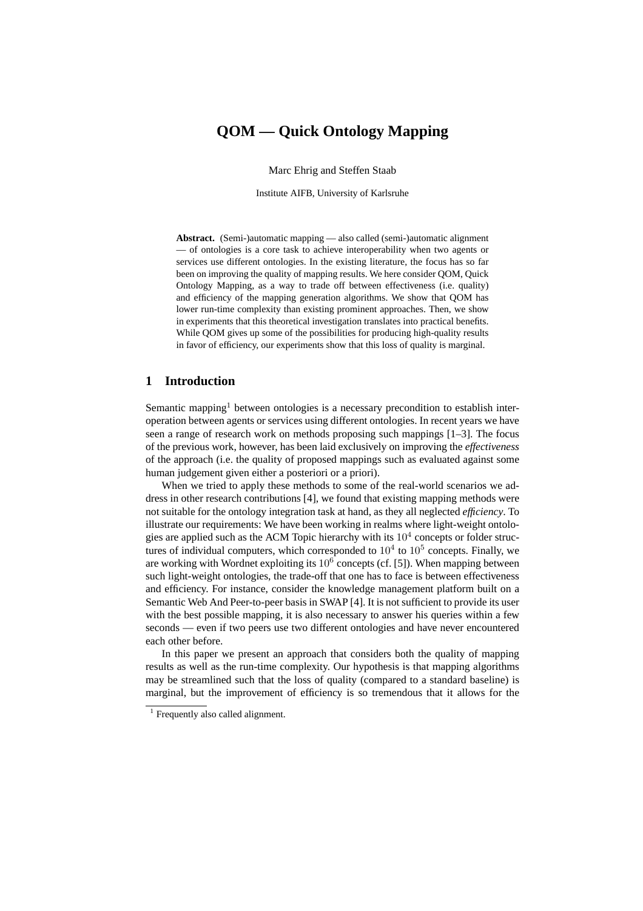# QOM — Quick Ontology Mapping

Marc Ehrig and Steffen Staab

Institute AIFB, University of Karlsruhe

**Abstract.** (Semi-)automatic mapping — also called (semi-)automatic alignment — of ontologies is a core task to achieve interoperability when two agents or services use different ontologies. In the existing literature, the focus has so far been on improving the quality of mapping results. We here consider QOM, Quick Ontology Mapping, as a way to trade off between effectiveness (i.e. quality) and efficiency of the mapping generation algorithms. We show that QOM has lower run-time complexity than existing prominent approaches. Then, we show in experiments that this theoretical investigation translates into practical benefits. While QOM gives up some of the possibilities for producing high-quality results in favor of efficiency, our experiments show that this loss of quality is marginal.

## 1 Introduction

Semantic mapping[1] between ontologies is a necessary precondition to establish interoperation between agents or services using different ontologies. In recent years we have seen a range of research work on methods proposing such mappings [1–3]. The focus of the previous work, however, has been laid exclusively on improving the *effectiveness* of the approach (i.e. the quality of proposed mappings such as evaluated against some human judgement given either a posteriori or a priori).

When we tried to apply these methods to some of the real-world scenarios we address in other research contributions [4], we found that existing mapping methods were not suitable for the ontology integration task at hand, as they all neglected *efficiency*. To illustrate our requirements: We have been working in realms where light-weight ontologies are applied such as the ACM Topic hierarchy with its $10^4$ concepts or folder structures of individual computers, which corresponded to $10^4$ to $10^5$ concepts. Finally, we are working with Wordnet exploiting its $10^6$ concepts (cf. [5]). When mapping between such light-weight ontologies, the trade-off that one has to face is between effectiveness and efficiency. For instance, consider the knowledge management platform built on a Semantic Web And Peer-to-peer basis in SWAP [4]. It is not sufficient to provide its user with the best possible mapping, it is also necessary to answer his queries within a few seconds — even if two peers use two different ontologies and have never encountered each other before.

In this paper we present an approach that considers both the quality of mapping results as well as the run-time complexity. Our hypothesis is that mapping algorithms may be streamlined such that the loss of quality (compared to a standard baseline) is marginal, but the improvement of efficiency is so tremendous that it allows for the

[1] Frequently also called alignment.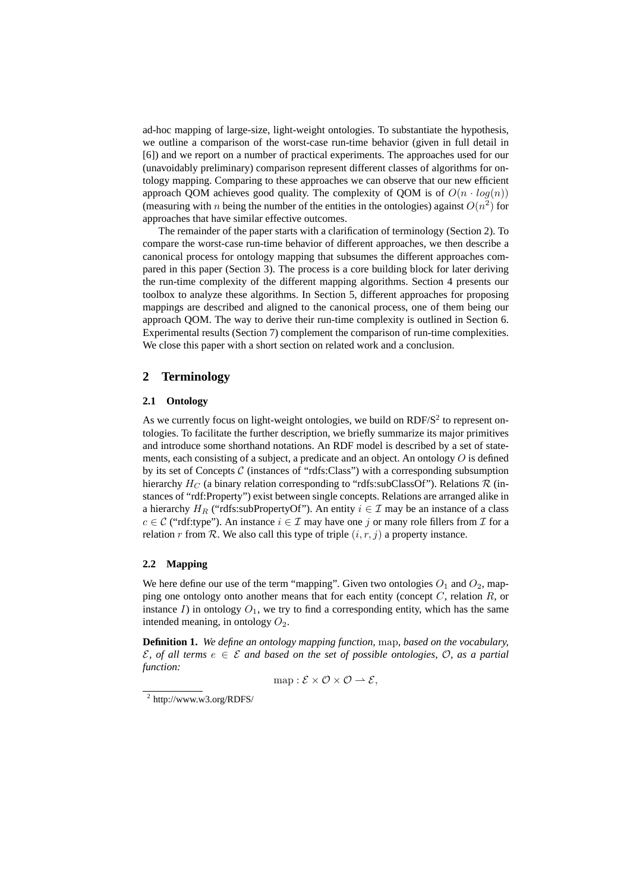ad-hoc mapping of large-size, light-weight ontologies. To substantiate the hypothesis, we outline a comparison of the worst-case run-time behavior (given in full detail in [6]) and we report on a number of practical experiments. The approaches used for our (unavoidably preliminary) comparison represent different classes of algorithms for ontology mapping. Comparing to these approaches we can observe that our new efficient approach QOM achieves good quality. The complexity of QOM is of $O(n \cdot log(n))$ (measuring with $n$ being the number of the entities in the ontologies) against $O(n^2)$ for approaches that have similar effective outcomes.

The remainder of the paper starts with a clarification of terminology (Section 2). To compare the worst-case run-time behavior of different approaches, we then describe a canonical process for ontology mapping that subsumes the different approaches compared in this paper (Section 3). The process is a core building block for later deriving the run-time complexity of the different mapping algorithms. Section 4 presents our toolbox to analyze these algorithms. In Section 5, different approaches for proposing mappings are described and aligned to the canonical process, one of them being our approach QOM. The way to derive their run-time complexity is outlined in Section 6. Experimental results (Section 7) complement the comparison of run-time complexities. We close this paper with a short section on related work and a conclusion.

## 2 Terminology

### 2.1 Ontology

As we currently focus on light-weight ontologies, we build on RDF/S[2] to represent ontologies. To facilitate the further description, we briefly summarize its major primitives and introduce some shorthand notations. An RDF model is described by a set of statements, each consisting of a subject, a predicate and an object. An ontology $O$ is defined by its set of Concepts $\mathcal{C}$ (instances of "rdfs:Class") with a corresponding subsumption hierarchy $H_C$ (a binary relation corresponding to "rdfs:subClassOf"). Relations $\mathcal{R}$ (instances of "rdf:Property") exist between single concepts. Relations are arranged alike in a hierarchy $H_R$ ("rdfs:subPropertyOf"). An entity $i \in \mathcal{I}$ may be an instance of a class $c \in \mathcal{C}$ ("rdf:type"). An instance $i \in \mathcal{I}$ may have one $j$ or many role fillers from $\mathcal{I}$ for a relation $r$ from $\mathcal{R}$. We also call this type of triple $(i, r, j)$ a property instance.

### 2.2 Mapping

We here define our use of the term "mapping". Given two ontologies $O_1$ and $O_2$, mapping one ontology onto another means that for each entity (concept $C$, relation $R$, or instance $I$) in ontology $O_1$, we try to find a corresponding entity, which has the same intended meaning, in ontology $O_2$.

**Definition 1.** *We define an ontology mapping function,* map*, based on the vocabulary, $\mathcal{E}$, of all terms $e \in \mathcal{E}$ and based on the set of possible ontologies, $\mathcal{O}$, as a partial function:*

$$\mathrm{map} : \mathcal{E} \times \mathcal{O} \times \mathcal{O} \rightharpoonup \mathcal{E},$$

[2] http://www.w3.org/RDFS/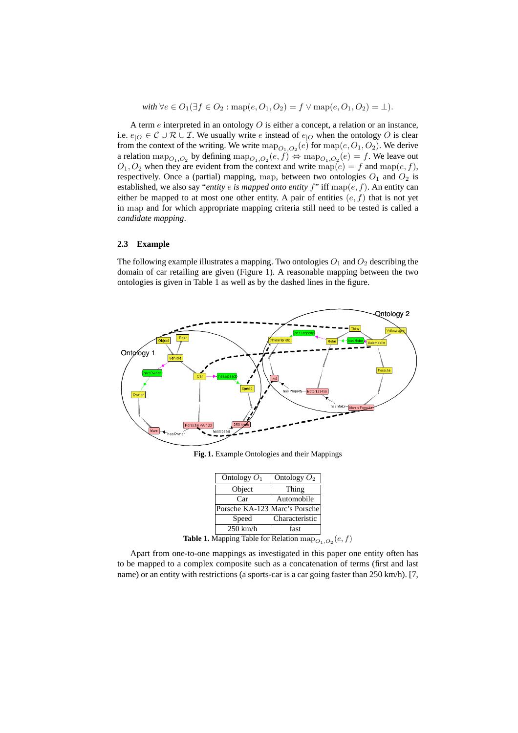*with* $\forall e \in O_1 (\exists f \in O_2 : \mathrm{map}(e, O_1, O_2) = f \vee \mathrm{map}(e, O_1, O_2) = \bot)$.

A term $e$ interpreted in an ontology $O$ is either a concept, a relation or an instance, i.e. $e_{|O} \in \mathcal{C} \cup \mathcal{R} \cup \mathcal{I}$. We usually write $e$ instead of $e_{|O}$ when the ontology $O$ is clear from the context of the writing. We write $\mathrm{map}_{O_1,O_2}(e)$ for $\mathrm{map}(e, O_1, O_2)$. We derive a relation $\mathrm{map}_{O_1,O_2}$ by defining $\mathrm{map}_{O_1,O_2}(e, f) \Leftrightarrow \mathrm{map}_{O_1,O_2}(e) = f$. We leave out $O_1, O_2$ when they are evident from the context and write $\mathrm{map}(e) = f$ and $\mathrm{map}(e, f)$, respectively. Once a (partial) mapping, $\mathrm{map}$, between two ontologies $O_1$ and $O_2$ is established, we also say "*entity $e$ is mapped onto entity $f$*" iff $\mathrm{map}(e, f)$. An entity can either be mapped to at most one other entity. A pair of entities $(e, f)$ that is not yet in $\mathrm{map}$ and for which appropriate mapping criteria still need to be tested is called a *candidate mapping*.

### 2.3 Example

The following example illustrates a mapping. Two ontologies $O_1$ and $O_2$ describing the domain of car retailing are given (Figure 1). A reasonable mapping between the two ontologies is given in Table 1 as well as by the dashed lines in the figure.

**Fig. 1.** Example Ontologies and their Mappings

| Ontology $O_1$ | Ontology $O_2$ |
|---|---|
| Object | Thing |
| Car | Automobile |
| Porsche KA-123 | Marc's Porsche |
| Speed | Characteristic |
| 250 km/h | fast |

**Table 1.** Mapping Table for Relation $\mathrm{map}_{O_1,O_2}(e, f)$

Apart from one-to-one mappings as investigated in this paper one entity often has to be mapped to a complex composite such as a concatenation of terms (first and last name) or an entity with restrictions (a sports-car is a car going faster than 250 km/h). [7,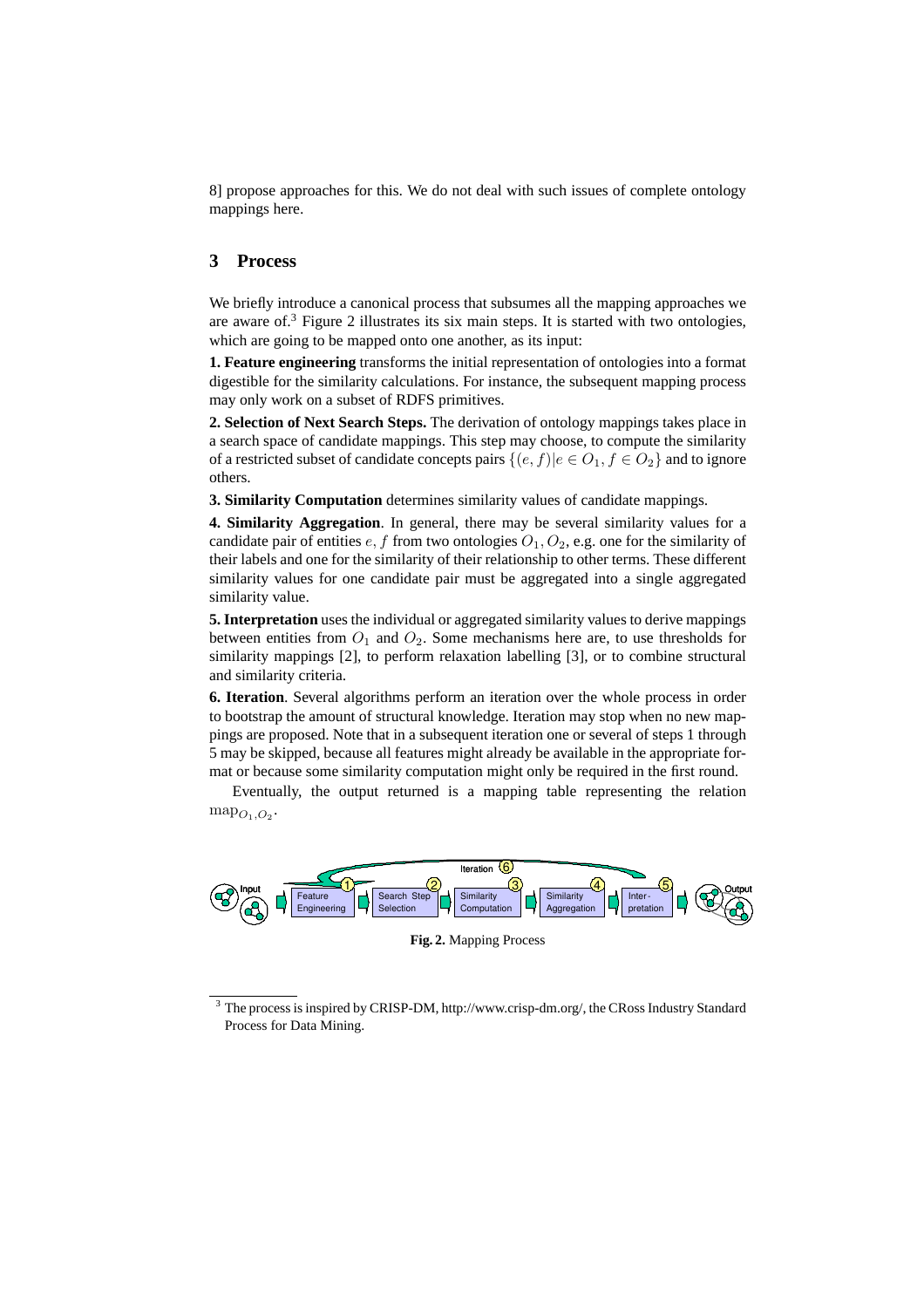8] propose approaches for this. We do not deal with such issues of complete ontology mappings here.

## 3 Process

We briefly introduce a canonical process that subsumes all the mapping approaches we are aware of.[3] Figure 2 illustrates its six main steps. It is started with two ontologies, which are going to be mapped onto one another, as its input:

**1. Feature engineering** transforms the initial representation of ontologies into a format digestible for the similarity calculations. For instance, the subsequent mapping process may only work on a subset of RDFS primitives.

**2. Selection of Next Search Steps.** The derivation of ontology mappings takes place in a search space of candidate mappings. This step may choose, to compute the similarity of a restricted subset of candidate concepts pairs $\{(e, f)|e \in O_1, f \in O_2\}$ and to ignore others.

**3. Similarity Computation** determines similarity values of candidate mappings.

**4. Similarity Aggregation**. In general, there may be several similarity values for a candidate pair of entities $e, f$ from two ontologies $O_1, O_2$, e.g. one for the similarity of their labels and one for the similarity of their relationship to other terms. These different similarity values for one candidate pair must be aggregated into a single aggregated similarity value.

**5. Interpretation** uses the individual or aggregated similarity values to derive mappings between entities from $O_1$ and $O_2$. Some mechanisms here are, to use thresholds for similarity mappings [2], to perform relaxation labelling [3], or to combine structural and similarity criteria.

**6. Iteration**. Several algorithms perform an iteration over the whole process in order to bootstrap the amount of structural knowledge. Iteration may stop when no new mappings are proposed. Note that in a subsequent iteration one or several of steps 1 through 5 may be skipped, because all features might already be available in the appropriate format or because some similarity computation might only be required in the first round.

Eventually, the output returned is a mapping table representing the relation $\text{map}_{O_1,O_2}$.

**Fig. 2.** Mapping Process

[3] The process is inspired by CRISP-DM, http://www.crisp-dm.org/, the CRoss Industry Standard Process for Data Mining.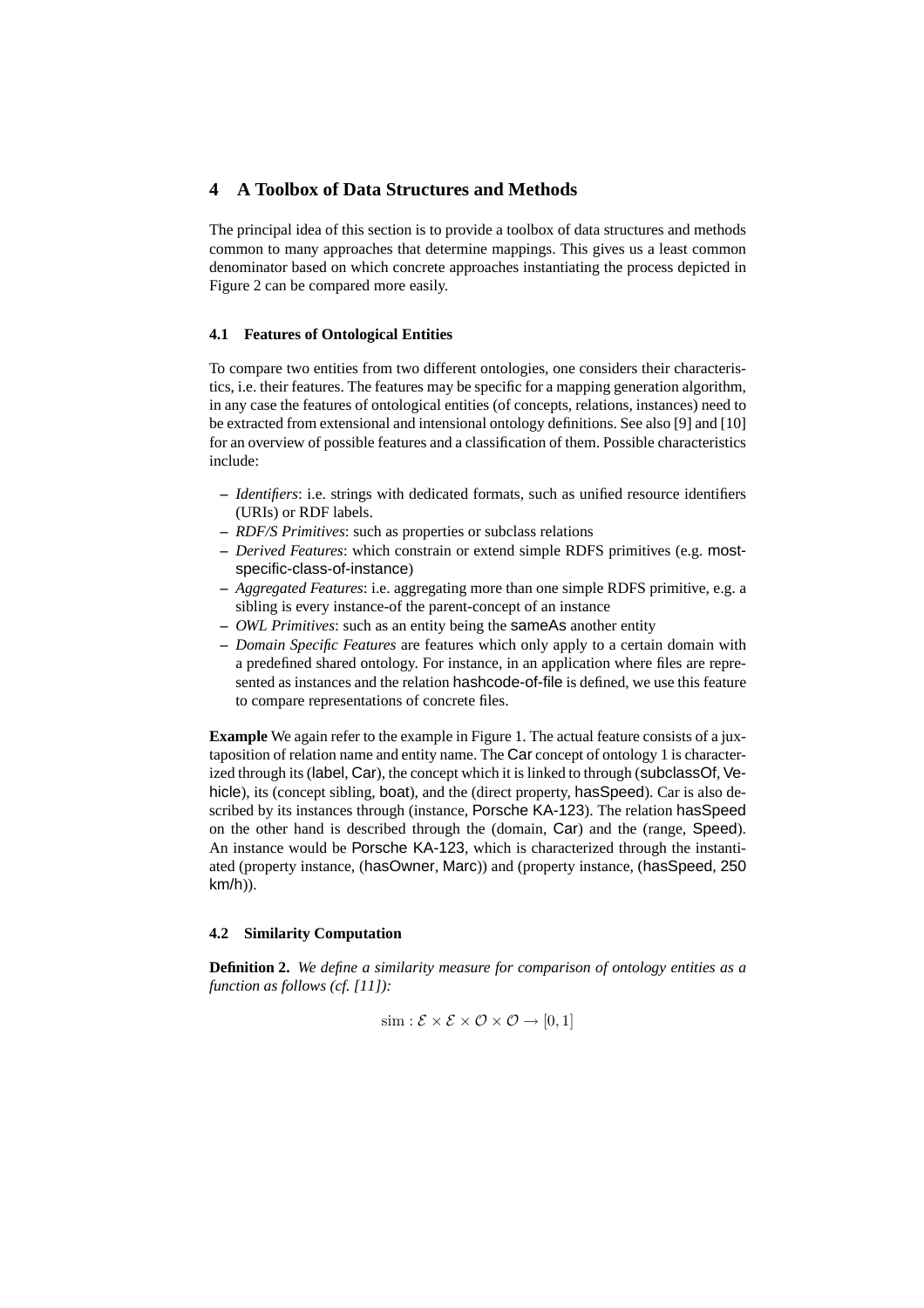## 4 A Toolbox of Data Structures and Methods

The principal idea of this section is to provide a toolbox of data structures and methods common to many approaches that determine mappings. This gives us a least common denominator based on which concrete approaches instantiating the process depicted in Figure 2 can be compared more easily.

### 4.1 Features of Ontological Entities

To compare two entities from two different ontologies, one considers their characteristics, i.e. their features. The features may be specific for a mapping generation algorithm, in any case the features of ontological entities (of concepts, relations, instances) need to be extracted from extensional and intensional ontology definitions. See also [9] and [10] for an overview of possible features and a classification of them. Possible characteristics include:

- *Identifiers*: i.e. strings with dedicated formats, such as unified resource identifiers (URIs) or RDF labels.
- *RDF/S Primitives*: such as properties or subclass relations
- *Derived Features*: which constrain or extend simple RDFS primitives (e.g. most-specific-class-of-instance)
- *Aggregated Features*: i.e. aggregating more than one simple RDFS primitive, e.g. a sibling is every instance-of the parent-concept of an instance
- *OWL Primitives*: such as an entity being the sameAs another entity
- *Domain Specific Features* are features which only apply to a certain domain with a predefined shared ontology. For instance, in an application where files are represented as instances and the relation hashcode-of-file is defined, we use this feature to compare representations of concrete files.

**Example** We again refer to the example in Figure 1. The actual feature consists of a juxtaposition of relation name and entity name. The Car concept of ontology 1 is characterized through its (label, Car), the concept which it is linked to through (subclassOf, Vehicle), its (concept sibling, boat), and the (direct property, hasSpeed). Car is also described by its instances through (instance, Porsche KA-123). The relation hasSpeed on the other hand is described through the (domain, Car) and the (range, Speed). An instance would be Porsche KA-123, which is characterized through the instantiated (property instance, (hasOwner, Marc)) and (property instance, (hasSpeed, 250 km/h)).

### 4.2 Similarity Computation

**Definition 2.** *We define a similarity measure for comparison of ontology entities as a function as follows (cf. [11]):*

$$\mathrm{sim} : \mathcal{E} \times \mathcal{E} \times \mathcal{O} \times \mathcal{O} \to [0, 1]$$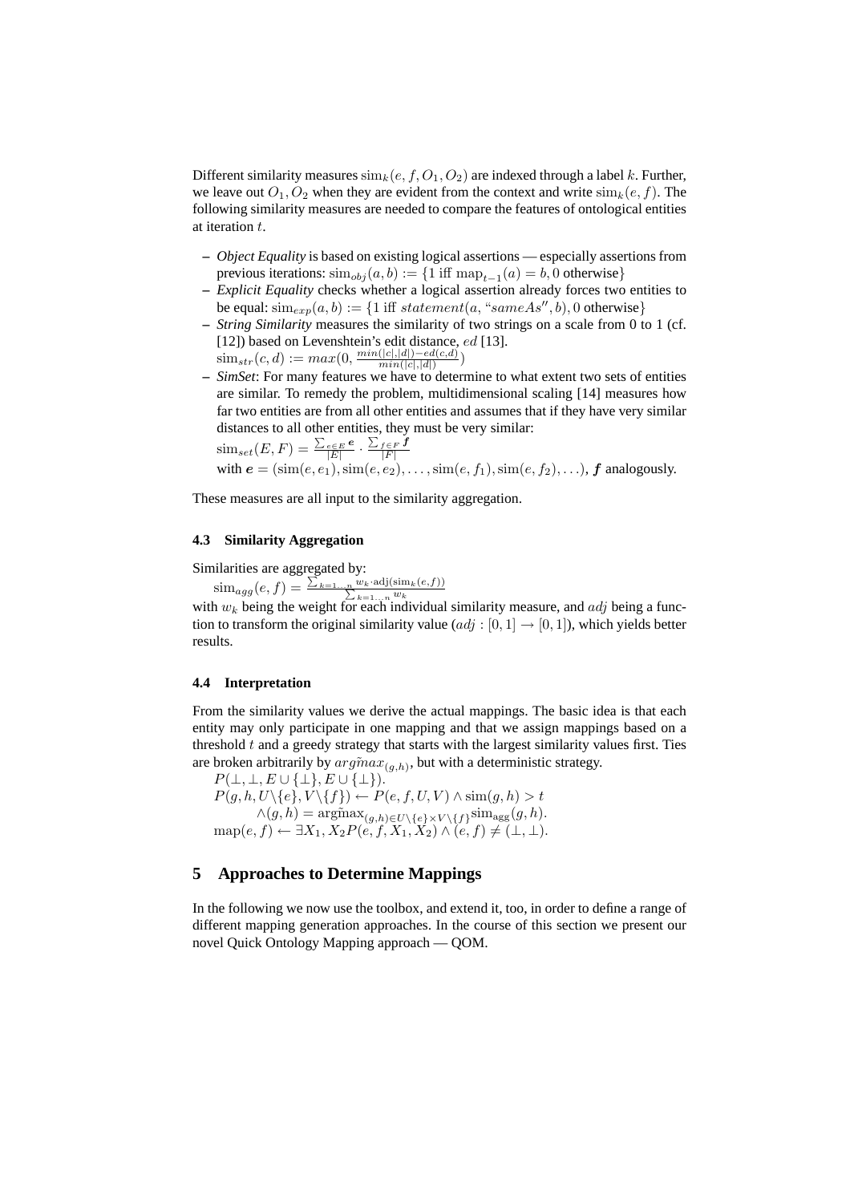Different similarity measures $\text{sim}_k(e, f, O_1, O_2)$ are indexed through a label $k$. Further, we leave out $O_1, O_2$ when they are evident from the context and write $\text{sim}_k(e, f)$. The following similarity measures are needed to compare the features of ontological entities at iteration $t$.

- *Object Equality* is based on existing logical assertions — especially assertions from previous iterations: $\text{sim}_{obj}(a, b) := \{1 \text{ iff } \text{map}_{t-1}(a) = b, 0 \text{ otherwise}\}$
- *Explicit Equality* checks whether a logical assertion already forces two entities to be equal: $\text{sim}_{exp}(a, b) := \{1 \text{ iff } statement(a, \text{“}sameAs'', b), 0 \text{ otherwise}\}$
- *String Similarity* measures the similarity of two strings on a scale from 0 to 1 (cf. [12]) based on Levenshtein's edit distance, $ed$ [13].
  $\text{sim}_{str}(c, d) := max(0, \frac{min(|c|,|d|) - ed(c,d)}{min(|c|,|d|)})$
- *SimSet*: For many features we have to determine to what extent two sets of entities are similar. To remedy the problem, multidimensional scaling [14] measures how far two entities are from all other entities and assumes that if they have very similar distances to all other entities, they must be very similar:
  $\text{sim}_{set}(E, F) = \frac{\sum_{e \in E} \boldsymbol{e}}{|E|} \cdot \frac{\sum_{f \in F} \boldsymbol{f}}{|F|}$
  with $\boldsymbol{e} = (\text{sim}(e, e_1), \text{sim}(e, e_2), \ldots, \text{sim}(e, f_1), \text{sim}(e, f_2), \ldots)$, $\boldsymbol{f}$ analogously.

These measures are all input to the similarity aggregation.

### 4.3 Similarity Aggregation

Similarities are aggregated by:

$$\text{sim}_{agg}(e, f) = \frac{\sum_{k=1\ldots n} w_k \cdot \text{adj}(\text{sim}_k(e, f))}{\sum_{k=1\ldots n} w_k}$$

with $w_k$ being the weight for each individual similarity measure, and $adj$ being a function to transform the original similarity value ($adj : [0, 1] \rightarrow [0, 1]$), which yields better results.

### 4.4 Interpretation

From the similarity values we derive the actual mappings. The basic idea is that each entity may only participate in one mapping and that we assign mappings based on a threshold $t$ and a greedy strategy that starts with the largest similarity values first. Ties are broken arbitrarily by $arg\tilde{m}ax_{(g,h)}$, but with a deterministic strategy.

$$P(\bot, \bot, E \cup \{\bot\}, E \cup \{\bot\}).$$
$$P(g, h, U \backslash \{e\}, V \backslash \{f\}) \leftarrow P(e, f, U, V) \wedge \text{sim}(g, h) > t$$
$$\wedge (g, h) = \text{arg}\tilde{\text{m}}\text{ax}_{(g,h) \in U \backslash \{e\} \times V \backslash \{f\}} \text{sim}_{\text{agg}}(g, h).$$
$$\text{map}(e, f) \leftarrow \exists X_1, X_2 P(e, f, X_1, X_2) \wedge (e, f) \neq (\bot, \bot).$$

## 5 Approaches to Determine Mappings

In the following we now use the toolbox, and extend it, too, in order to define a range of different mapping generation approaches. In the course of this section we present our novel Quick Ontology Mapping approach — QOM.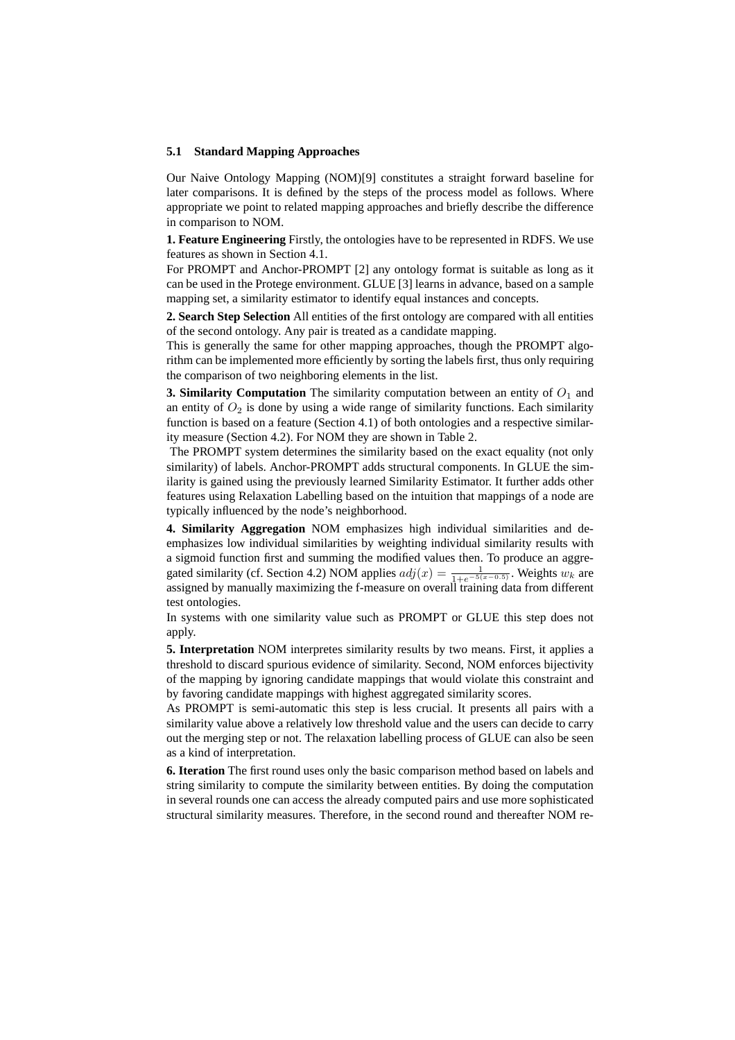### 5.1 Standard Mapping Approaches

Our Naive Ontology Mapping (NOM)[9] constitutes a straight forward baseline for later comparisons. It is defined by the steps of the process model as follows. Where appropriate we point to related mapping approaches and briefly describe the difference in comparison to NOM.

**1. Feature Engineering** Firstly, the ontologies have to be represented in RDFS. We use features as shown in Section 4.1.

For PROMPT and Anchor-PROMPT [2] any ontology format is suitable as long as it can be used in the Protege environment. GLUE [3] learns in advance, based on a sample mapping set, a similarity estimator to identify equal instances and concepts.

**2. Search Step Selection** All entities of the first ontology are compared with all entities of the second ontology. Any pair is treated as a candidate mapping.

This is generally the same for other mapping approaches, though the PROMPT algorithm can be implemented more efficiently by sorting the labels first, thus only requiring the comparison of two neighboring elements in the list.

**3. Similarity Computation** The similarity computation between an entity of $O_1$ and an entity of $O_2$ is done by using a wide range of similarity functions. Each similarity function is based on a feature (Section 4.1) of both ontologies and a respective similarity measure (Section 4.2). For NOM they are shown in Table 2.

The PROMPT system determines the similarity based on the exact equality (not only similarity) of labels. Anchor-PROMPT adds structural components. In GLUE the similarity is gained using the previously learned Similarity Estimator. It further adds other features using Relaxation Labelling based on the intuition that mappings of a node are typically influenced by the node's neighborhood.

**4. Similarity Aggregation** NOM emphasizes high individual similarities and de-emphasizes low individual similarities by weighting individual similarity results with a sigmoid function first and summing the modified values then. To produce an aggregated similarity (cf. Section 4.2) NOM applies $adj(x) = \frac{1}{1+e^{-5(x-0.5)}}$. Weights $w_k$ are assigned by manually maximizing the f-measure on overall training data from different test ontologies.

In systems with one similarity value such as PROMPT or GLUE this step does not apply.

**5. Interpretation** NOM interpretes similarity results by two means. First, it applies a threshold to discard spurious evidence of similarity. Second, NOM enforces bijectivity of the mapping by ignoring candidate mappings that would violate this constraint and by favoring candidate mappings with highest aggregated similarity scores.

As PROMPT is semi-automatic this step is less crucial. It presents all pairs with a similarity value above a relatively low threshold value and the users can decide to carry out the merging step or not. The relaxation labelling process of GLUE can also be seen as a kind of interpretation.

**6. Iteration** The first round uses only the basic comparison method based on labels and string similarity to compute the similarity between entities. By doing the computation in several rounds one can access the already computed pairs and use more sophisticated structural similarity measures. Therefore, in the second round and thereafter NOM re-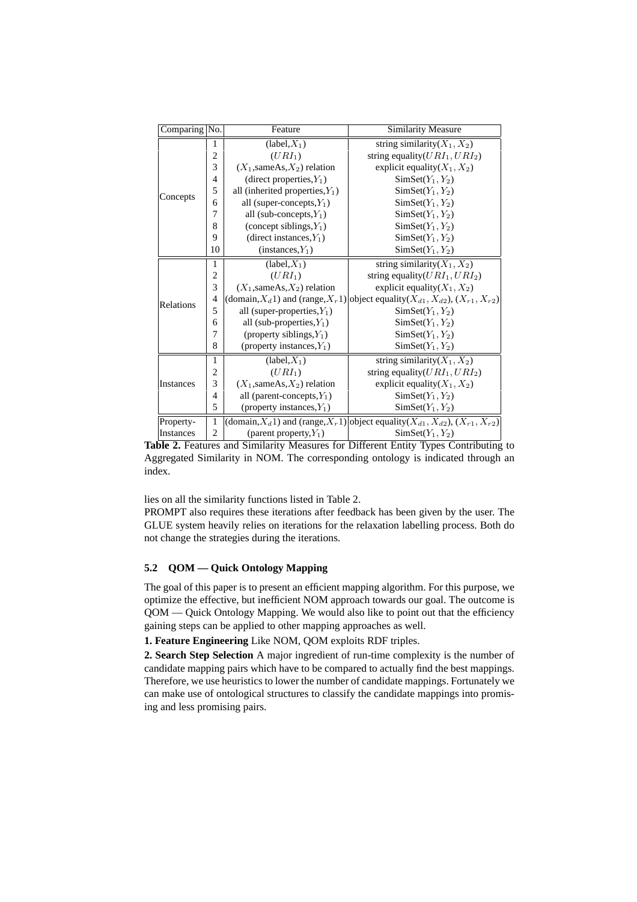| Comparing | No. | Feature | Similarity Measure |
|---|---|---|---|
| Concepts | 1 | (label,$X_1$) | string similarity($X_1, X_2$) |
| | 2 | ($URI_1$) | string equality($URI_1, URI_2$) |
| | 3 | ($X_1$,sameAs,$X_2$) relation | explicit equality($X_1, X_2$) |
| | 4 | (direct properties,$Y_1$) | SimSet($Y_1, Y_2$) |
| | 5 | all (inherited properties,$Y_1$) | SimSet($Y_1, Y_2$) |
| | 6 | all (super-concepts,$Y_1$) | SimSet($Y_1, Y_2$) |
| | 7 | all (sub-concepts,$Y_1$) | SimSet($Y_1, Y_2$) |
| | 8 | (concept siblings,$Y_1$) | SimSet($Y_1, Y_2$) |
| | 9 | (direct instances,$Y_1$) | SimSet($Y_1, Y_2$) |
| | 10 | (instances,$Y_1$) | SimSet($Y_1, Y_2$) |
| Relations | 1 | (label,$X_1$) | string similarity($X_1, X_2$) |
| | 2 | ($URI_1$) | string equality($URI_1, URI_2$) |
| | 3 | ($X_1$,sameAs,$X_2$) relation | explicit equality($X_1, X_2$) |
| | 4 | (domain,$X_d1$) and (range,$X_r1$) | object equality($X_{d1}, X_{d2}$), ($X_{r1}, X_{r2}$) |
| | 5 | all (super-properties,$Y_1$) | SimSet($Y_1, Y_2$) |
| | 6 | all (sub-properties,$Y_1$) | SimSet($Y_1, Y_2$) |
| | 7 | (property siblings,$Y_1$) | SimSet($Y_1, Y_2$) |
| | 8 | (property instances,$Y_1$) | SimSet($Y_1, Y_2$) |
| Instances | 1 | (label,$X_1$) | string similarity($X_1, X_2$) |
| | 2 | ($URI_1$) | string equality($URI_1, URI_2$) |
| | 3 | ($X_1$,sameAs,$X_2$) relation | explicit equality($X_1, X_2$) |
| | 4 | all (parent-concepts,$Y_1$) | SimSet($Y_1, Y_2$) |
| | 5 | (property instances,$Y_1$) | SimSet($Y_1, Y_2$) |
| Property-Instances | 1 | (domain,$X_d1$) and (range,$X_r1$) | object equality($X_{d1}, X_{d2}$), ($X_{r1}, X_{r2}$) |
| | 2 | (parent property,$Y_1$) | SimSet($Y_1, Y_2$) |

**Table 2.** Features and Similarity Measures for Different Entity Types Contributing to Aggregated Similarity in NOM. The corresponding ontology is indicated through an index.

lies on all the similarity functions listed in Table 2.

PROMPT also requires these iterations after feedback has been given by the user. The GLUE system heavily relies on iterations for the relaxation labelling process. Both do not change the strategies during the iterations.

### 5.2 QOM — Quick Ontology Mapping

The goal of this paper is to present an efficient mapping algorithm. For this purpose, we optimize the effective, but inefficient NOM approach towards our goal. The outcome is QOM — Quick Ontology Mapping. We would also like to point out that the efficiency gaining steps can be applied to other mapping approaches as well.

**1. Feature Engineering** Like NOM, QOM exploits RDF triples.

**2. Search Step Selection** A major ingredient of run-time complexity is the number of candidate mapping pairs which have to be compared to actually find the best mappings. Therefore, we use heuristics to lower the number of candidate mappings. Fortunately we can make use of ontological structures to classify the candidate mappings into promising and less promising pairs.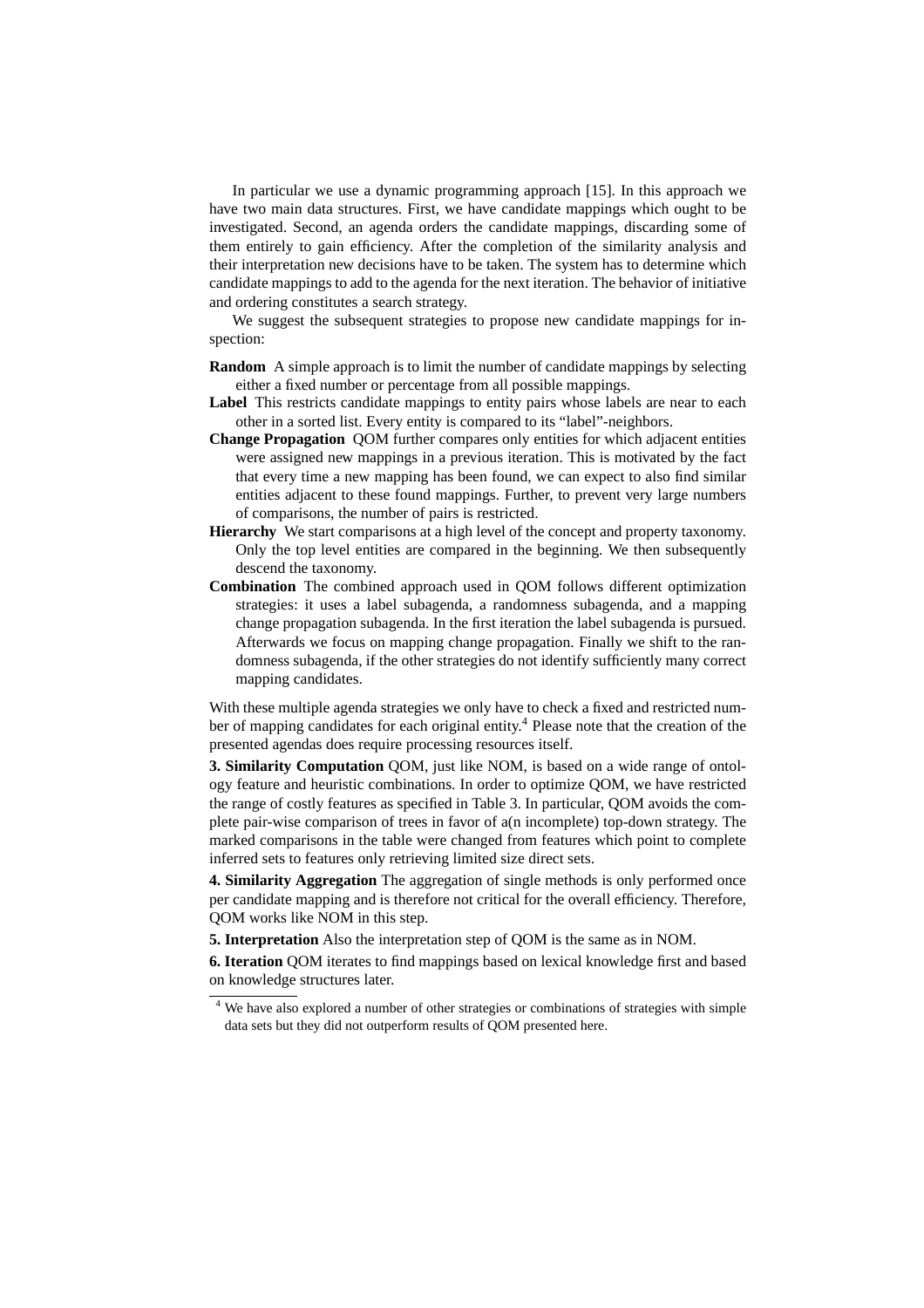In particular we use a dynamic programming approach [15]. In this approach we have two main data structures. First, we have candidate mappings which ought to be investigated. Second, an agenda orders the candidate mappings, discarding some of them entirely to gain efficiency. After the completion of the similarity analysis and their interpretation new decisions have to be taken. The system has to determine which candidate mappings to add to the agenda for the next iteration. The behavior of initiative and ordering constitutes a search strategy.

We suggest the subsequent strategies to propose new candidate mappings for inspection:

**Random** A simple approach is to limit the number of candidate mappings by selecting either a fixed number or percentage from all possible mappings.

**Label** This restricts candidate mappings to entity pairs whose labels are near to each other in a sorted list. Every entity is compared to its "label"-neighbors.

**Change Propagation** QOM further compares only entities for which adjacent entities were assigned new mappings in a previous iteration. This is motivated by the fact that every time a new mapping has been found, we can expect to also find similar entities adjacent to these found mappings. Further, to prevent very large numbers of comparisons, the number of pairs is restricted.

**Hierarchy** We start comparisons at a high level of the concept and property taxonomy. Only the top level entities are compared in the beginning. We then subsequently descend the taxonomy.

**Combination** The combined approach used in QOM follows different optimization strategies: it uses a label subagenda, a randomness subagenda, and a mapping change propagation subagenda. In the first iteration the label subagenda is pursued. Afterwards we focus on mapping change propagation. Finally we shift to the randomness subagenda, if the other strategies do not identify sufficiently many correct mapping candidates.

With these multiple agenda strategies we only have to check a fixed and restricted number of mapping candidates for each original entity.[4] Please note that the creation of the presented agendas does require processing resources itself.

**3. Similarity Computation** QOM, just like NOM, is based on a wide range of ontology feature and heuristic combinations. In order to optimize QOM, we have restricted the range of costly features as specified in Table 3. In particular, QOM avoids the complete pair-wise comparison of trees in favor of a(n incomplete) top-down strategy. The marked comparisons in the table were changed from features which point to complete inferred sets to features only retrieving limited size direct sets.

**4. Similarity Aggregation** The aggregation of single methods is only performed once per candidate mapping and is therefore not critical for the overall efficiency. Therefore, QOM works like NOM in this step.

**5. Interpretation** Also the interpretation step of QOM is the same as in NOM.

**6. Iteration** QOM iterates to find mappings based on lexical knowledge first and based on knowledge structures later.

[4] We have also explored a number of other strategies or combinations of strategies with simple data sets but they did not outperform results of QOM presented here.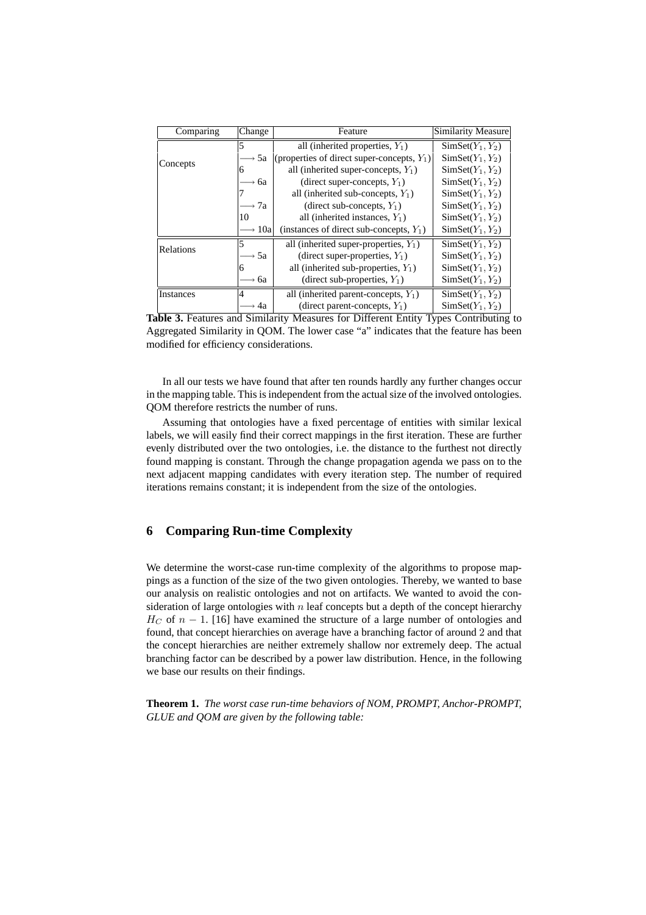| Comparing | Change | Feature | Similarity Measure |
|---|---|---|---|
| Concepts | 5 | all (inherited properties, $Y_1$) | $\mathrm{SimSet}(Y_1, Y_2)$ |
| | $\longrightarrow$ 5a | (properties of direct super-concepts, $Y_1$) | $\mathrm{SimSet}(Y_1, Y_2)$ |
| | 6 | all (inherited super-concepts, $Y_1$) | $\mathrm{SimSet}(Y_1, Y_2)$ |
| | $\longrightarrow$ 6a | (direct super-concepts, $Y_1$) | $\mathrm{SimSet}(Y_1, Y_2)$ |
| | 7 | all (inherited sub-concepts, $Y_1$) | $\mathrm{SimSet}(Y_1, Y_2)$ |
| | $\longrightarrow$ 7a | (direct sub-concepts, $Y_1$) | $\mathrm{SimSet}(Y_1, Y_2)$ |
| | 10 | all (inherited instances, $Y_1$) | $\mathrm{SimSet}(Y_1, Y_2)$ |
| | $\longrightarrow$ 10a | (instances of direct sub-concepts, $Y_1$) | $\mathrm{SimSet}(Y_1, Y_2)$ |
| Relations | 5 | all (inherited super-properties, $Y_1$) | $\mathrm{SimSet}(Y_1, Y_2)$ |
| | $\longrightarrow$ 5a | (direct super-properties, $Y_1$) | $\mathrm{SimSet}(Y_1, Y_2)$ |
| | 6 | all (inherited sub-properties, $Y_1$) | $\mathrm{SimSet}(Y_1, Y_2)$ |
| | $\longrightarrow$ 6a | (direct sub-properties, $Y_1$) | $\mathrm{SimSet}(Y_1, Y_2)$ |
| Instances | 4 | all (inherited parent-concepts, $Y_1$) | $\mathrm{SimSet}(Y_1, Y_2)$ |
| | $\longrightarrow$ 4a | (direct parent-concepts, $Y_1$) | $\mathrm{SimSet}(Y_1, Y_2)$ |

**Table 3.** Features and Similarity Measures for Different Entity Types Contributing to Aggregated Similarity in QOM. The lower case "a" indicates that the feature has been modified for efficiency considerations.

In all our tests we have found that after ten rounds hardly any further changes occur in the mapping table. This is independent from the actual size of the involved ontologies. QOM therefore restricts the number of runs.

Assuming that ontologies have a fixed percentage of entities with similar lexical labels, we will easily find their correct mappings in the first iteration. These are further evenly distributed over the two ontologies, i.e. the distance to the furthest not directly found mapping is constant. Through the change propagation agenda we pass on to the next adjacent mapping candidates with every iteration step. The number of required iterations remains constant; it is independent from the size of the ontologies.

## 6 Comparing Run-time Complexity

We determine the worst-case run-time complexity of the algorithms to propose mappings as a function of the size of the two given ontologies. Thereby, we wanted to base our analysis on realistic ontologies and not on artifacts. We wanted to avoid the consideration of large ontologies with $n$ leaf concepts but a depth of the concept hierarchy $H_C$ of $n-1$. [16] have examined the structure of a large number of ontologies and found, that concept hierarchies on average have a branching factor of around 2 and that the concept hierarchies are neither extremely shallow nor extremely deep. The actual branching factor can be described by a power law distribution. Hence, in the following we base our results on their findings.

**Theorem 1.** *The worst case run-time behaviors of NOM, PROMPT, Anchor-PROMPT, GLUE and QOM are given by the following table:*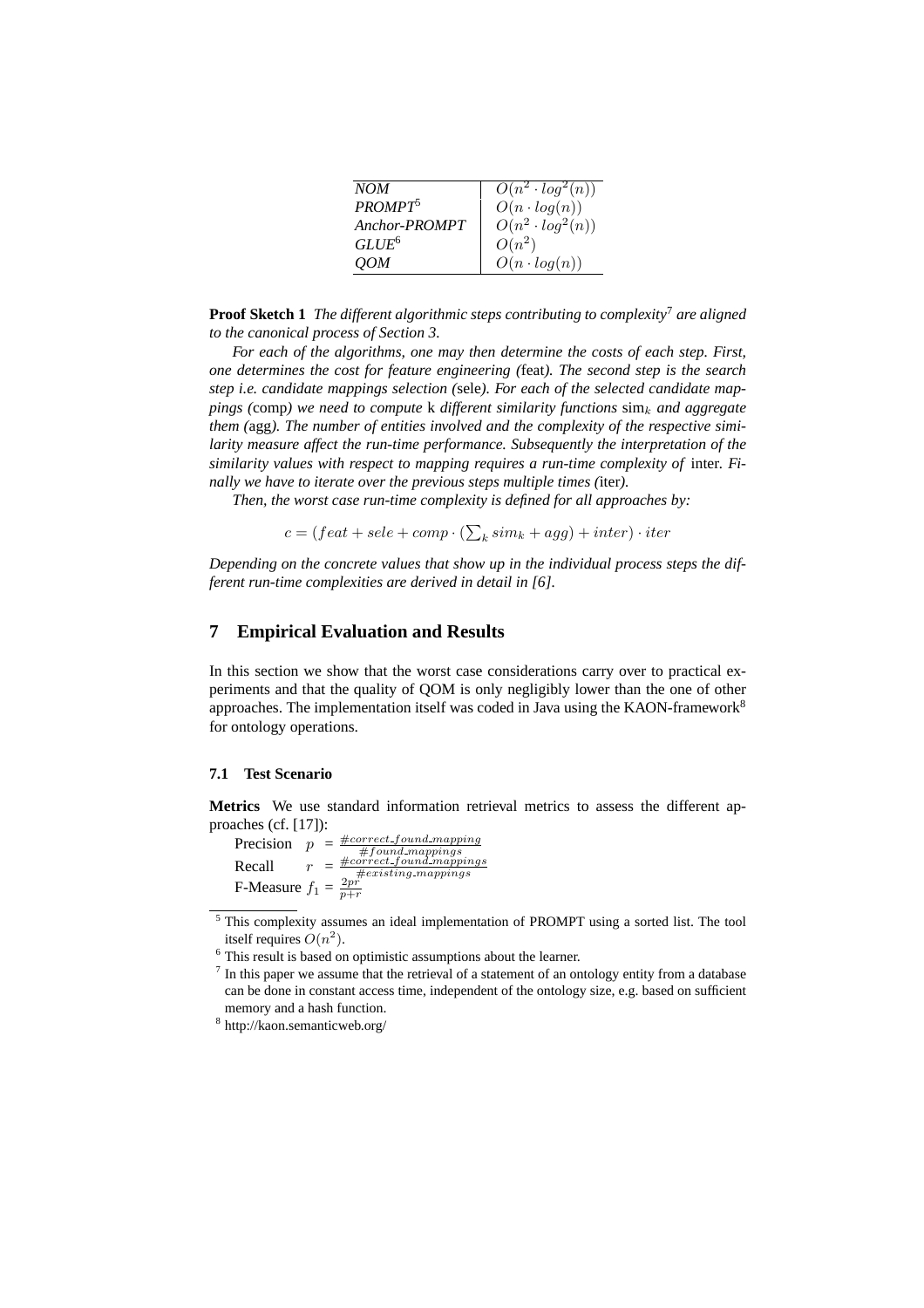| | |
|---|---|
| *NOM* | $O(n^2 \cdot log^2(n))$ |
| *PROMPT*[5] | $O(n \cdot log(n))$ |
| *Anchor-PROMPT* | $O(n^2 \cdot log^2(n))$ |
| *GLUE*[6] | $O(n^2)$ |
| *QOM* | $O(n \cdot log(n))$ |

**Proof Sketch 1** *The different algorithmic steps contributing to complexity*[7] *are aligned to the canonical process of Section 3.*

*For each of the algorithms, one may then determine the costs of each step. First, one determines the cost for feature engineering (*feat*). The second step is the search step i.e. candidate mappings selection (*sele*). For each of the selected candidate mappings (*comp*) we need to compute* k *different similarity functions* $\text{sim}_k$ *and aggregate them (*agg*). The number of entities involved and the complexity of the respective similarity measure affect the run-time performance. Subsequently the interpretation of the similarity values with respect to mapping requires a run-time complexity of* inter*. Finally we have to iterate over the previous steps multiple times (*iter*).*

*Then, the worst case run-time complexity is defined for all approaches by:*

$$c = (feat + sele + comp \cdot (\textstyle\sum_k sim_k + agg) + inter) \cdot iter$$

*Depending on the concrete values that show up in the individual process steps the different run-time complexities are derived in detail in [6].*

## 7 Empirical Evaluation and Results

In this section we show that the worst case considerations carry over to practical experiments and that the quality of QOM is only negligibly lower than the one of other approaches. The implementation itself was coded in Java using the KAON-framework[8] for ontology operations.

### 7.1 Test Scenario

**Metrics** We use standard information retrieval metrics to assess the different approaches (cf. [17]):

Precision $p = \frac{\#correct\_found\_mapping}{\#found\_mappings}$

Recall $r = \frac{\#correct\_found\_mappings}{\#existing\_mappings}$

F-Measure $f_1 = \frac{2pr}{p+r}$

---

[5] This complexity assumes an ideal implementation of PROMPT using a sorted list. The tool itself requires $O(n^2)$.

[6] This result is based on optimistic assumptions about the learner.

[7] In this paper we assume that the retrieval of a statement of an ontology entity from a database can be done in constant access time, independent of the ontology size, e.g. based on sufficient memory and a hash function.

[8] http://kaon.semanticweb.org/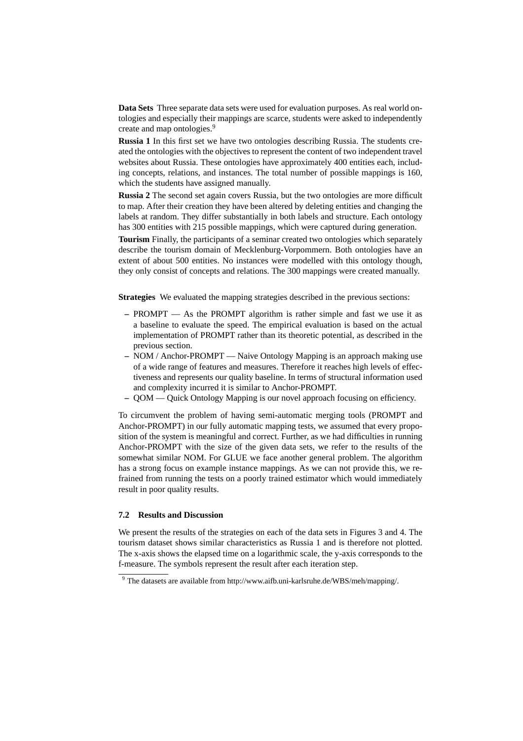**Data Sets** Three separate data sets were used for evaluation purposes. As real world ontologies and especially their mappings are scarce, students were asked to independently create and map ontologies.[9]

**Russia 1** In this first set we have two ontologies describing Russia. The students created the ontologies with the objectives to represent the content of two independent travel websites about Russia. These ontologies have approximately 400 entities each, including concepts, relations, and instances. The total number of possible mappings is 160, which the students have assigned manually.

**Russia 2** The second set again covers Russia, but the two ontologies are more difficult to map. After their creation they have been altered by deleting entities and changing the labels at random. They differ substantially in both labels and structure. Each ontology has 300 entities with 215 possible mappings, which were captured during generation.

**Tourism** Finally, the participants of a seminar created two ontologies which separately describe the tourism domain of Mecklenburg-Vorpommern. Both ontologies have an extent of about 500 entities. No instances were modelled with this ontology though, they only consist of concepts and relations. The 300 mappings were created manually.

**Strategies** We evaluated the mapping strategies described in the previous sections:

- PROMPT — As the PROMPT algorithm is rather simple and fast we use it as a baseline to evaluate the speed. The empirical evaluation is based on the actual implementation of PROMPT rather than its theoretic potential, as described in the previous section.
- NOM / Anchor-PROMPT — Naive Ontology Mapping is an approach making use of a wide range of features and measures. Therefore it reaches high levels of effectiveness and represents our quality baseline. In terms of structural information used and complexity incurred it is similar to Anchor-PROMPT.
- QOM — Quick Ontology Mapping is our novel approach focusing on efficiency.

To circumvent the problem of having semi-automatic merging tools (PROMPT and Anchor-PROMPT) in our fully automatic mapping tests, we assumed that every proposition of the system is meaningful and correct. Further, as we had difficulties in running Anchor-PROMPT with the size of the given data sets, we refer to the results of the somewhat similar NOM. For GLUE we face another general problem. The algorithm has a strong focus on example instance mappings. As we can not provide this, we refrained from running the tests on a poorly trained estimator which would immediately result in poor quality results.

### 7.2 Results and Discussion

We present the results of the strategies on each of the data sets in Figures 3 and 4. The tourism dataset shows similar characteristics as Russia 1 and is therefore not plotted. The x-axis shows the elapsed time on a logarithmic scale, the y-axis corresponds to the f-measure. The symbols represent the result after each iteration step.

[9] The datasets are available from http://www.aifb.uni-karlsruhe.de/WBS/meh/mapping/.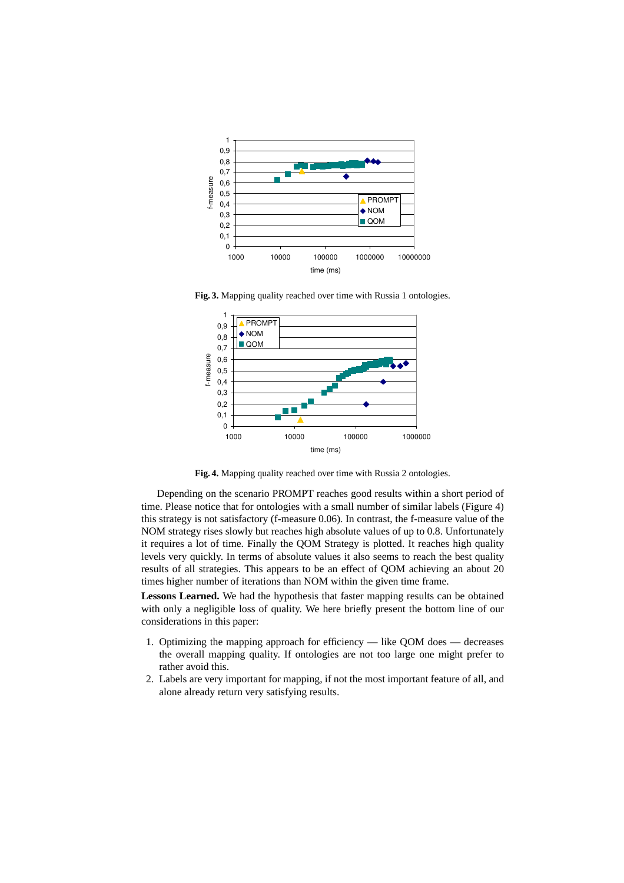**Fig. 3.** Mapping quality reached over time with Russia 1 ontologies.

**Fig. 4.** Mapping quality reached over time with Russia 2 ontologies.

Depending on the scenario PROMPT reaches good results within a short period of time. Please notice that for ontologies with a small number of similar labels (Figure 4) this strategy is not satisfactory (f-measure 0.06). In contrast, the f-measure value of the NOM strategy rises slowly but reaches high absolute values of up to 0.8. Unfortunately it requires a lot of time. Finally the QOM Strategy is plotted. It reaches high quality levels very quickly. In terms of absolute values it also seems to reach the best quality results of all strategies. This appears to be an effect of QOM achieving an about 20 times higher number of iterations than NOM within the given time frame.

**Lessons Learned.** We had the hypothesis that faster mapping results can be obtained with only a negligible loss of quality. We here briefly present the bottom line of our considerations in this paper:

1. Optimizing the mapping approach for efficiency — like QOM does — decreases the overall mapping quality. If ontologies are not too large one might prefer to rather avoid this.
2. Labels are very important for mapping, if not the most important feature of all, and alone already return very satisfying results.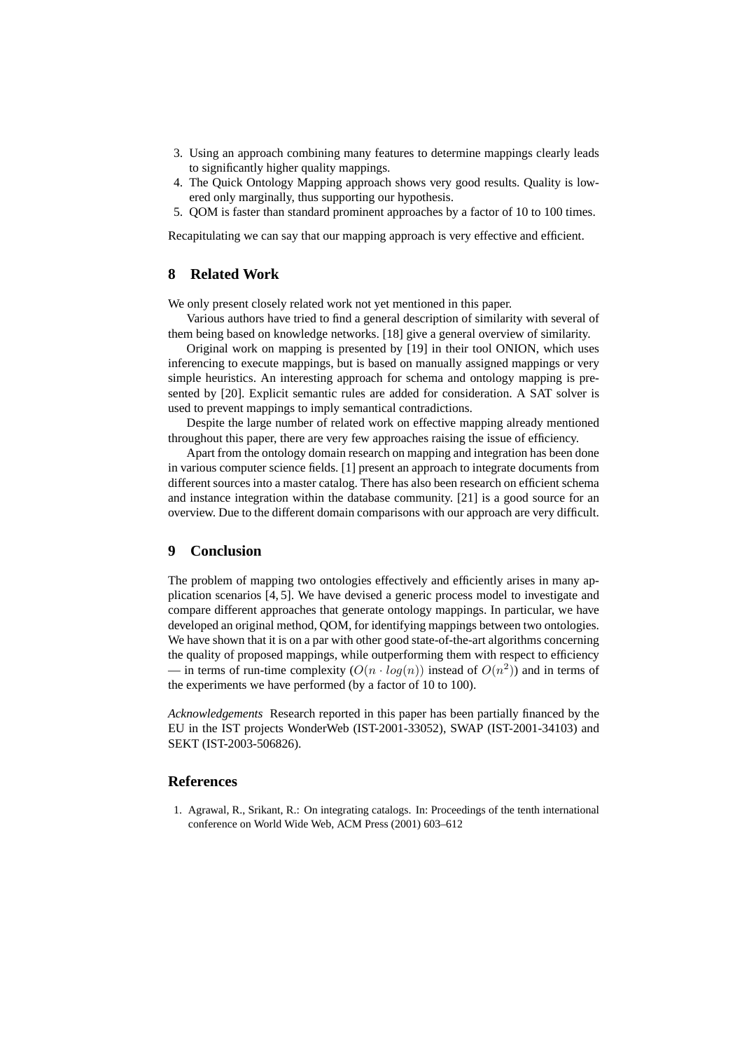3. Using an approach combining many features to determine mappings clearly leads to significantly higher quality mappings.
4. The Quick Ontology Mapping approach shows very good results. Quality is lowered only marginally, thus supporting our hypothesis.
5. QOM is faster than standard prominent approaches by a factor of 10 to 100 times.

Recapitulating we can say that our mapping approach is very effective and efficient.

## 8 Related Work

We only present closely related work not yet mentioned in this paper.

Various authors have tried to find a general description of similarity with several of them being based on knowledge networks. [18] give a general overview of similarity.

Original work on mapping is presented by [19] in their tool ONION, which uses inferencing to execute mappings, but is based on manually assigned mappings or very simple heuristics. An interesting approach for schema and ontology mapping is presented by [20]. Explicit semantic rules are added for consideration. A SAT solver is used to prevent mappings to imply semantical contradictions.

Despite the large number of related work on effective mapping already mentioned throughout this paper, there are very few approaches raising the issue of efficiency.

Apart from the ontology domain research on mapping and integration has been done in various computer science fields. [1] present an approach to integrate documents from different sources into a master catalog. There has also been research on efficient schema and instance integration within the database community. [21] is a good source for an overview. Due to the different domain comparisons with our approach are very difficult.

## 9 Conclusion

The problem of mapping two ontologies effectively and efficiently arises in many application scenarios [4, 5]. We have devised a generic process model to investigate and compare different approaches that generate ontology mappings. In particular, we have developed an original method, QOM, for identifying mappings between two ontologies. We have shown that it is on a par with other good state-of-the-art algorithms concerning the quality of proposed mappings, while outperforming them with respect to efficiency — in terms of run-time complexity ($O(n \cdot log(n))$ instead of $O(n^2)$) and in terms of the experiments we have performed (by a factor of 10 to 100).

*Acknowledgements* Research reported in this paper has been partially financed by the EU in the IST projects WonderWeb (IST-2001-33052), SWAP (IST-2001-34103) and SEKT (IST-2003-506826).

## References

1. Agrawal, R., Srikant, R.: On integrating catalogs. In: Proceedings of the tenth international conference on World Wide Web, ACM Press (2001) 603–612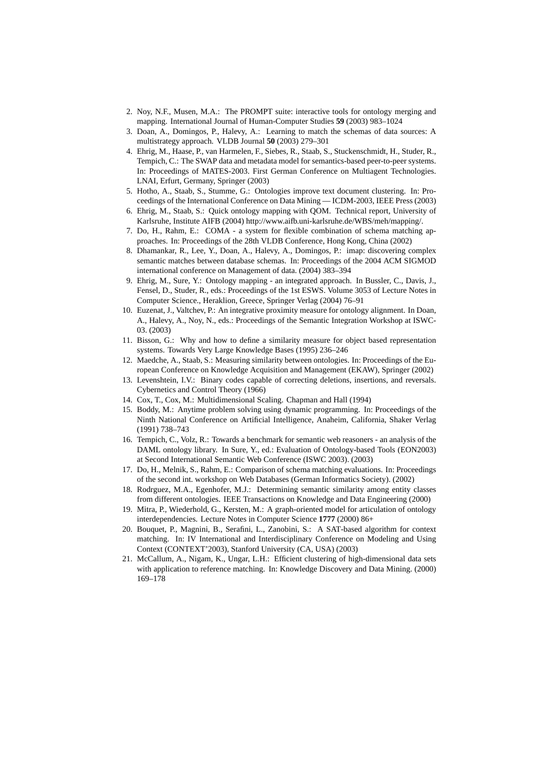2. Noy, N.F., Musen, M.A.: The PROMPT suite: interactive tools for ontology merging and mapping. International Journal of Human-Computer Studies **59** (2003) 983–1024
3. Doan, A., Domingos, P., Halevy, A.: Learning to match the schemas of data sources: A multistrategy approach. VLDB Journal **50** (2003) 279–301
4. Ehrig, M., Haase, P., van Harmelen, F., Siebes, R., Staab, S., Stuckenschmidt, H., Studer, R., Tempich, C.: The SWAP data and metadata model for semantics-based peer-to-peer systems. In: Proceedings of MATES-2003. First German Conference on Multiagent Technologies. LNAI, Erfurt, Germany, Springer (2003)
5. Hotho, A., Staab, S., Stumme, G.: Ontologies improve text document clustering. In: Proceedings of the International Conference on Data Mining — ICDM-2003, IEEE Press (2003)
6. Ehrig, M., Staab, S.: Quick ontology mapping with QOM. Technical report, University of Karlsruhe, Institute AIFB (2004) http://www.aifb.uni-karlsruhe.de/WBS/meh/mapping/.
7. Do, H., Rahm, E.: COMA - a system for flexible combination of schema matching approaches. In: Proceedings of the 28th VLDB Conference, Hong Kong, China (2002)
8. Dhamankar, R., Lee, Y., Doan, A., Halevy, A., Domingos, P.: imap: discovering complex semantic matches between database schemas. In: Proceedings of the 2004 ACM SIGMOD international conference on Management of data. (2004) 383–394
9. Ehrig, M., Sure, Y.: Ontology mapping - an integrated approach. In Bussler, C., Davis, J., Fensel, D., Studer, R., eds.: Proceedings of the 1st ESWS. Volume 3053 of Lecture Notes in Computer Science., Heraklion, Greece, Springer Verlag (2004) 76–91
10. Euzenat, J., Valtchev, P.: An integrative proximity measure for ontology alignment. In Doan, A., Halevy, A., Noy, N., eds.: Proceedings of the Semantic Integration Workshop at ISWC-03. (2003)
11. Bisson, G.: Why and how to define a similarity measure for object based representation systems. Towards Very Large Knowledge Bases (1995) 236–246
12. Maedche, A., Staab, S.: Measuring similarity between ontologies. In: Proceedings of the European Conference on Knowledge Acquisition and Management (EKAW), Springer (2002)
13. Levenshtein, I.V.: Binary codes capable of correcting deletions, insertions, and reversals. Cybernetics and Control Theory (1966)
14. Cox, T., Cox, M.: Multidimensional Scaling. Chapman and Hall (1994)
15. Boddy, M.: Anytime problem solving using dynamic programming. In: Proceedings of the Ninth National Conference on Artificial Intelligence, Anaheim, California, Shaker Verlag (1991) 738–743
16. Tempich, C., Volz, R.: Towards a benchmark for semantic web reasoners - an analysis of the DAML ontology library. In Sure, Y., ed.: Evaluation of Ontology-based Tools (EON2003) at Second International Semantic Web Conference (ISWC 2003). (2003)
17. Do, H., Melnik, S., Rahm, E.: Comparison of schema matching evaluations. In: Proceedings of the second int. workshop on Web Databases (German Informatics Society). (2002)
18. Rodrguez, M.A., Egenhofer, M.J.: Determining semantic similarity among entity classes from different ontologies. IEEE Transactions on Knowledge and Data Engineering (2000)
19. Mitra, P., Wiederhold, G., Kersten, M.: A graph-oriented model for articulation of ontology interdependencies. Lecture Notes in Computer Science **1777** (2000) 86+
20. Bouquet, P., Magnini, B., Serafini, L., Zanobini, S.: A SAT-based algorithm for context matching. In: IV International and Interdisciplinary Conference on Modeling and Using Context (CONTEXT'2003), Stanford University (CA, USA) (2003)
21. McCallum, A., Nigam, K., Ungar, L.H.: Efficient clustering of high-dimensional data sets with application to reference matching. In: Knowledge Discovery and Data Mining. (2000) 169–178